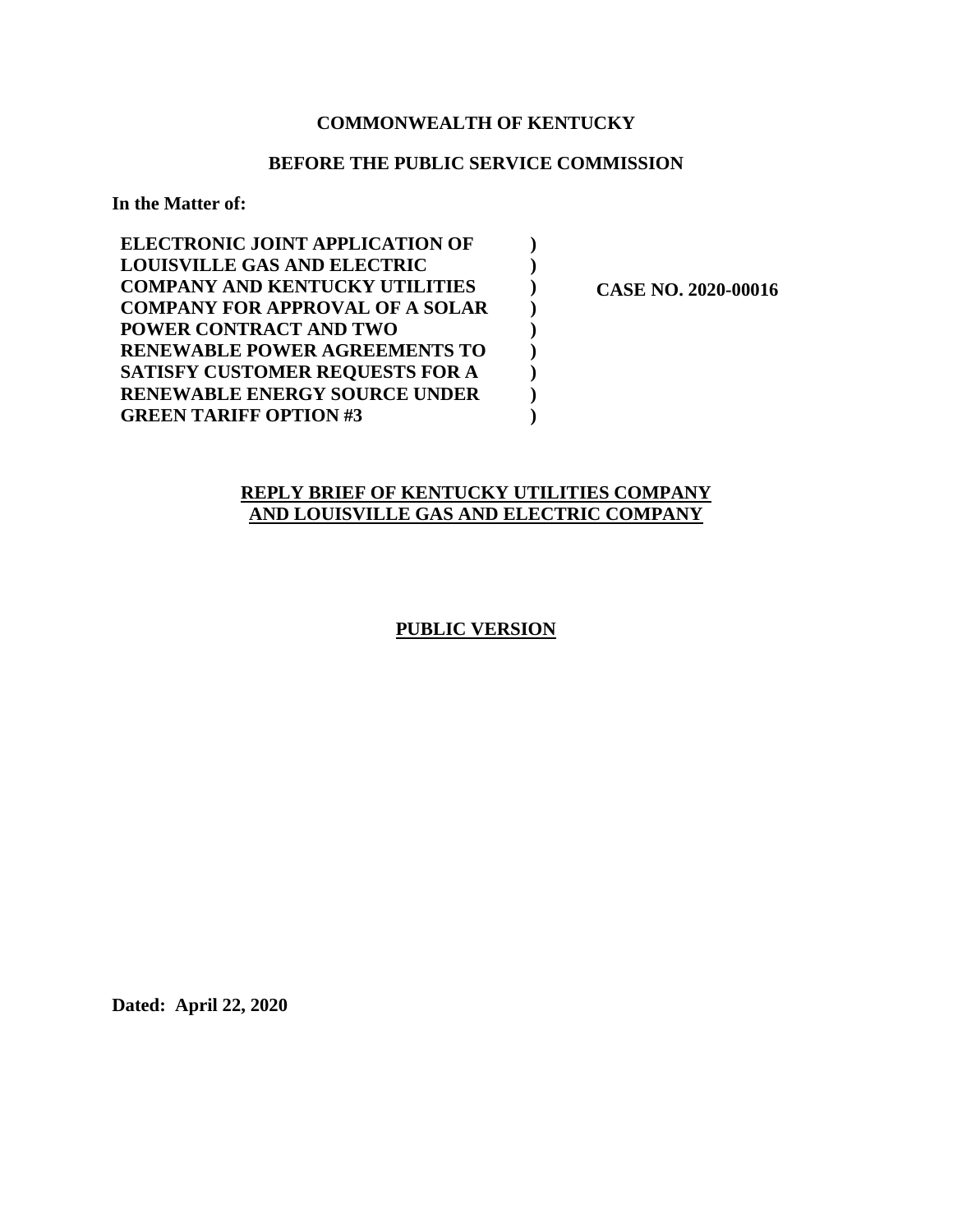**COMMONWEALTH OF KENTUCKY**

**BEFORE THE PUBLIC SERVICE COMMISSION**

**In the Matter of:**

| | | |
|---|---|---|
| **ELECTRONIC JOINT APPLICATION OF LOUISVILLE GAS AND ELECTRIC COMPANY AND KENTUCKY UTILITIES COMPANY FOR APPROVAL OF A SOLAR POWER CONTRACT AND TWO RENEWABLE POWER AGREEMENTS TO SATISFY CUSTOMER REQUESTS FOR A RENEWABLE ENERGY SOURCE UNDER GREEN TARIFF OPTION #3** | **)<br>)<br>)<br>)<br>)<br>)<br>)<br>)<br>)** | **CASE NO. 2020-00016** |

**<u>REPLY BRIEF OF KENTUCKY UTILITIES COMPANY AND LOUISVILLE GAS AND ELECTRIC COMPANY</u>**

**<u>PUBLIC VERSION</u>**

**Dated: April 22, 2020**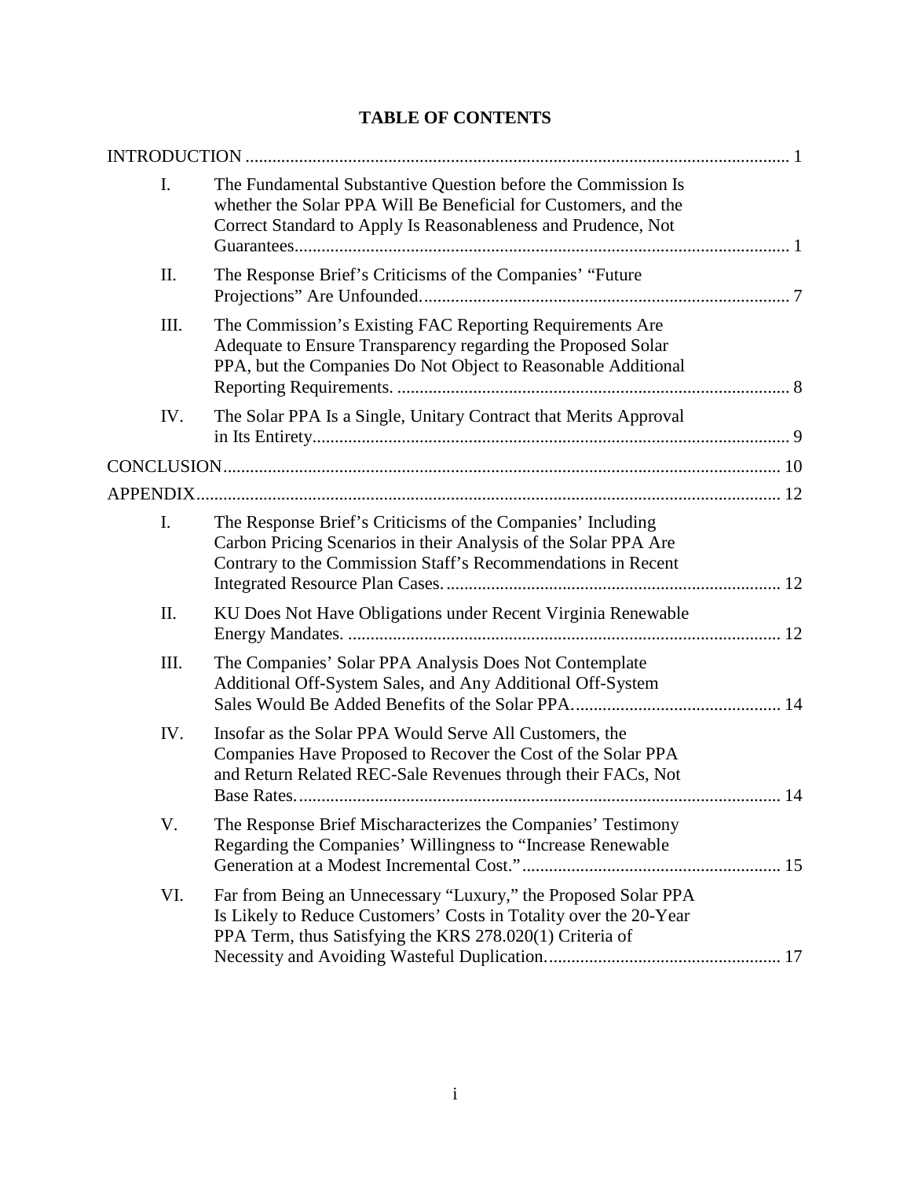# TABLE OF CONTENTS

INTRODUCTION ........................................................................................................................ 1

I. The Fundamental Substantive Question before the Commission Is whether the Solar PPA Will Be Beneficial for Customers, and the Correct Standard to Apply Is Reasonableness and Prudence, Not Guarantees............................................................................................................. 1

II. The Response Brief's Criticisms of the Companies' "Future Projections" Are Unfounded.................................................................................. 7

III. The Commission's Existing FAC Reporting Requirements Are Adequate to Ensure Transparency regarding the Proposed Solar PPA, but the Companies Do Not Object to Reasonable Additional Reporting Requirements. ....................................................................................... 8

IV. The Solar PPA Is a Single, Unitary Contract that Merits Approval in Its Entirety.......................................................................................................... 9

CONCLUSION........................................................................................................................... 10

APPENDIX................................................................................................................................. 12

I. The Response Brief's Criticisms of the Companies' Including Carbon Pricing Scenarios in their Analysis of the Solar PPA Are Contrary to the Commission Staff's Recommendations in Recent Integrated Resource Plan Cases........................................................................... 12

II. KU Does Not Have Obligations under Recent Virginia Renewable Energy Mandates. ................................................................................................. 12

III. The Companies' Solar PPA Analysis Does Not Contemplate Additional Off-System Sales, and Any Additional Off-System Sales Would Be Added Benefits of the Solar PPA............................................... 14

IV. Insofar as the Solar PPA Would Serve All Customers, the Companies Have Proposed to Recover the Cost of the Solar PPA and Return Related REC-Sale Revenues through their FACs, Not Base Rates............................................................................................................ 14

V. The Response Brief Mischaracterizes the Companies' Testimony Regarding the Companies' Willingness to "Increase Renewable Generation at a Modest Incremental Cost."......................................................... 15

VI. Far from Being an Unnecessary "Luxury," the Proposed Solar PPA Is Likely to Reduce Customers' Costs in Totality over the 20-Year PPA Term, thus Satisfying the KRS 278.020(1) Criteria of Necessity and Avoiding Wasteful Duplication..................................................... 17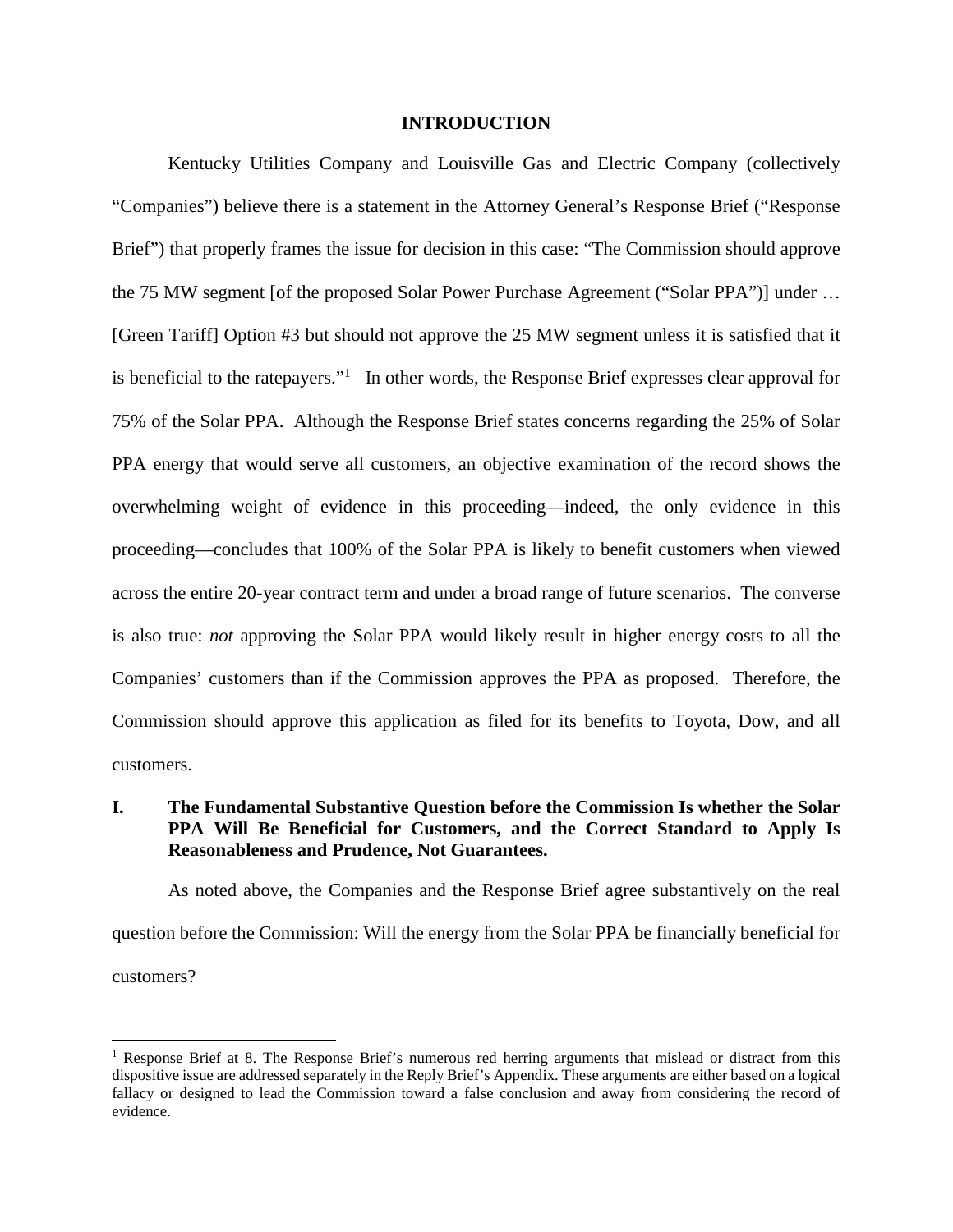## INTRODUCTION

Kentucky Utilities Company and Louisville Gas and Electric Company (collectively "Companies") believe there is a statement in the Attorney General's Response Brief ("Response Brief") that properly frames the issue for decision in this case: "The Commission should approve the 75 MW segment [of the proposed Solar Power Purchase Agreement ("Solar PPA")] under … [Green Tariff] Option #3 but should not approve the 25 MW segment unless it is satisfied that it is beneficial to the ratepayers."[1] In other words, the Response Brief expresses clear approval for 75% of the Solar PPA. Although the Response Brief states concerns regarding the 25% of Solar PPA energy that would serve all customers, an objective examination of the record shows the overwhelming weight of evidence in this proceeding—indeed, the only evidence in this proceeding—concludes that 100% of the Solar PPA is likely to benefit customers when viewed across the entire 20-year contract term and under a broad range of future scenarios. The converse is also true: *not* approving the Solar PPA would likely result in higher energy costs to all the Companies' customers than if the Commission approves the PPA as proposed. Therefore, the Commission should approve this application as filed for its benefits to Toyota, Dow, and all customers.

### I. The Fundamental Substantive Question before the Commission Is whether the Solar PPA Will Be Beneficial for Customers, and the Correct Standard to Apply Is Reasonableness and Prudence, Not Guarantees.

As noted above, the Companies and the Response Brief agree substantively on the real question before the Commission: Will the energy from the Solar PPA be financially beneficial for customers?

[1] Response Brief at 8. The Response Brief's numerous red herring arguments that mislead or distract from this dispositive issue are addressed separately in the Reply Brief's Appendix. These arguments are either based on a logical fallacy or designed to lead the Commission toward a false conclusion and away from considering the record of evidence.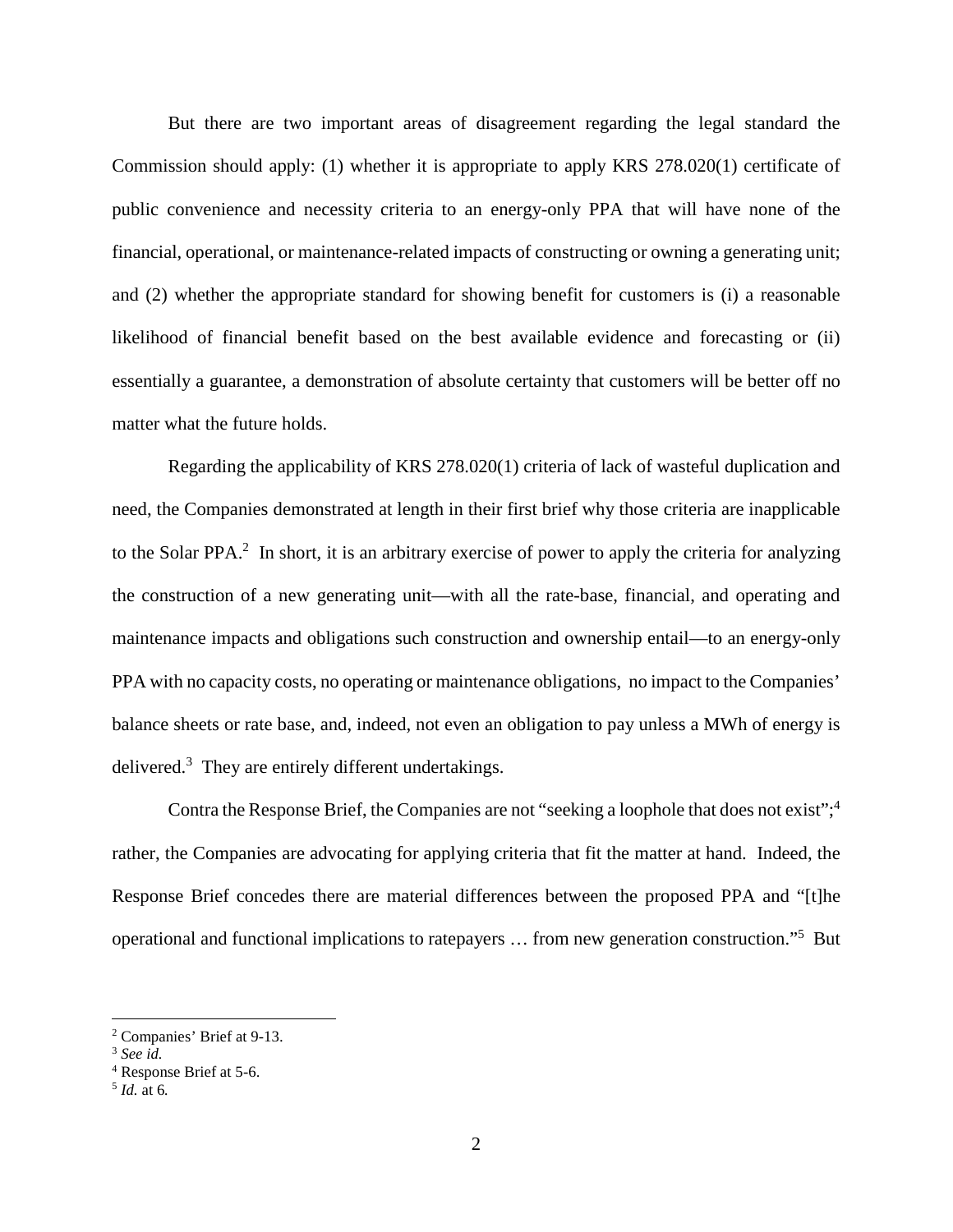But there are two important areas of disagreement regarding the legal standard the Commission should apply: (1) whether it is appropriate to apply KRS 278.020(1) certificate of public convenience and necessity criteria to an energy-only PPA that will have none of the financial, operational, or maintenance-related impacts of constructing or owning a generating unit; and (2) whether the appropriate standard for showing benefit for customers is (i) a reasonable likelihood of financial benefit based on the best available evidence and forecasting or (ii) essentially a guarantee, a demonstration of absolute certainty that customers will be better off no matter what the future holds.

Regarding the applicability of KRS 278.020(1) criteria of lack of wasteful duplication and need, the Companies demonstrated at length in their first brief why those criteria are inapplicable to the Solar PPA.[2] In short, it is an arbitrary exercise of power to apply the criteria for analyzing the construction of a new generating unit—with all the rate-base, financial, and operating and maintenance impacts and obligations such construction and ownership entail—to an energy-only PPA with no capacity costs, no operating or maintenance obligations, no impact to the Companies' balance sheets or rate base, and, indeed, not even an obligation to pay unless a MWh of energy is delivered.[3] They are entirely different undertakings.

Contra the Response Brief, the Companies are not "seeking a loophole that does not exist";[4] rather, the Companies are advocating for applying criteria that fit the matter at hand. Indeed, the Response Brief concedes there are material differences between the proposed PPA and "[t]he operational and functional implications to ratepayers … from new generation construction."[5] But

---

[2] Companies' Brief at 9-13.

[3] *See id.*

[4] Response Brief at 5-6.

[5] *Id.* at 6.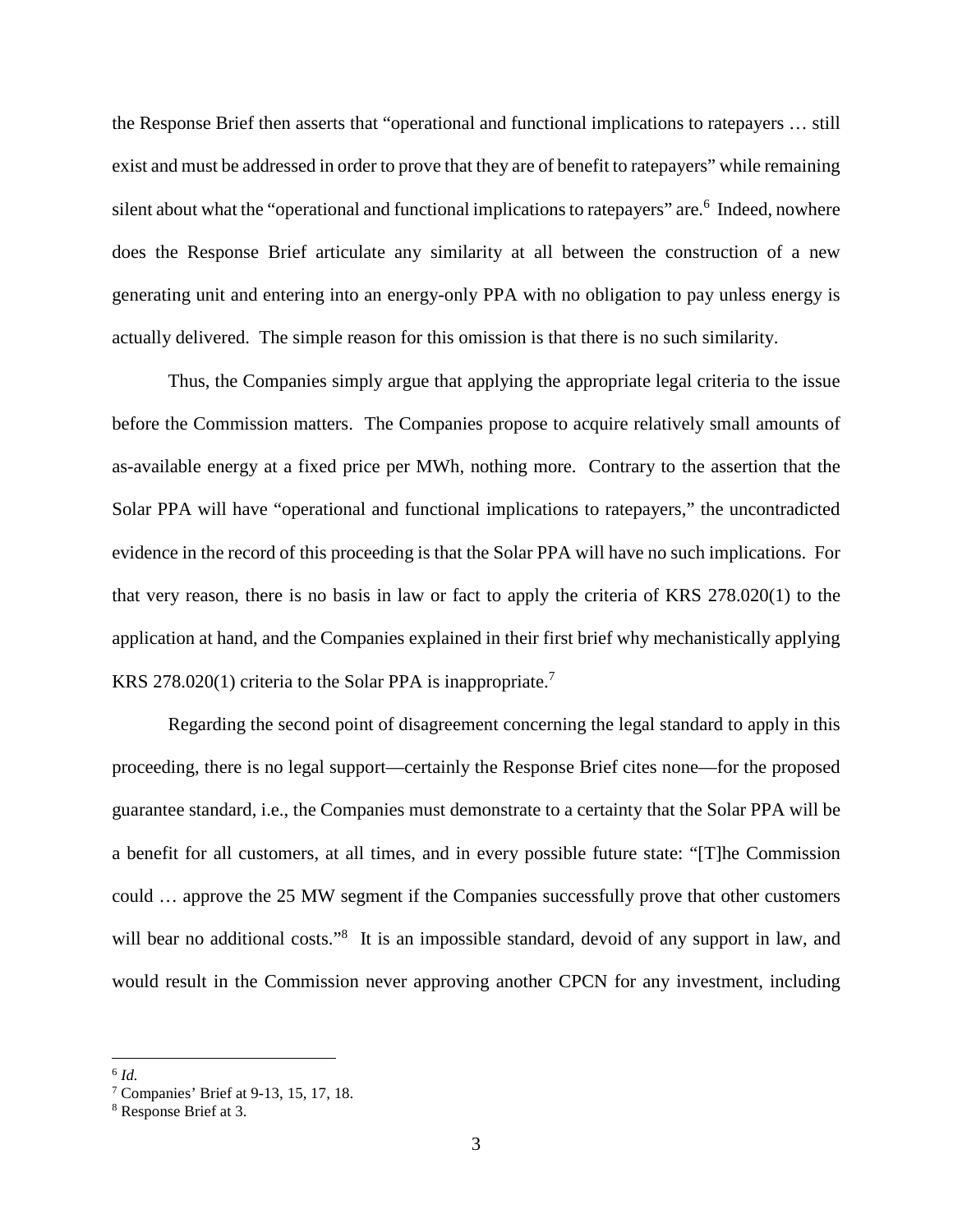the Response Brief then asserts that "operational and functional implications to ratepayers … still exist and must be addressed in order to prove that they are of benefit to ratepayers" while remaining silent about what the "operational and functional implications to ratepayers" are.[6] Indeed, nowhere does the Response Brief articulate any similarity at all between the construction of a new generating unit and entering into an energy-only PPA with no obligation to pay unless energy is actually delivered. The simple reason for this omission is that there is no such similarity.

Thus, the Companies simply argue that applying the appropriate legal criteria to the issue before the Commission matters. The Companies propose to acquire relatively small amounts of as-available energy at a fixed price per MWh, nothing more. Contrary to the assertion that the Solar PPA will have "operational and functional implications to ratepayers," the uncontradicted evidence in the record of this proceeding is that the Solar PPA will have no such implications. For that very reason, there is no basis in law or fact to apply the criteria of KRS 278.020(1) to the application at hand, and the Companies explained in their first brief why mechanistically applying KRS 278.020(1) criteria to the Solar PPA is inappropriate.[7]

Regarding the second point of disagreement concerning the legal standard to apply in this proceeding, there is no legal support—certainly the Response Brief cites none—for the proposed guarantee standard, i.e., the Companies must demonstrate to a certainty that the Solar PPA will be a benefit for all customers, at all times, and in every possible future state: "[T]he Commission could … approve the 25 MW segment if the Companies successfully prove that other customers will bear no additional costs."[8] It is an impossible standard, devoid of any support in law, and would result in the Commission never approving another CPCN for any investment, including

---

[6] *Id.*

[7] Companies' Brief at 9-13, 15, 17, 18.

[8] Response Brief at 3.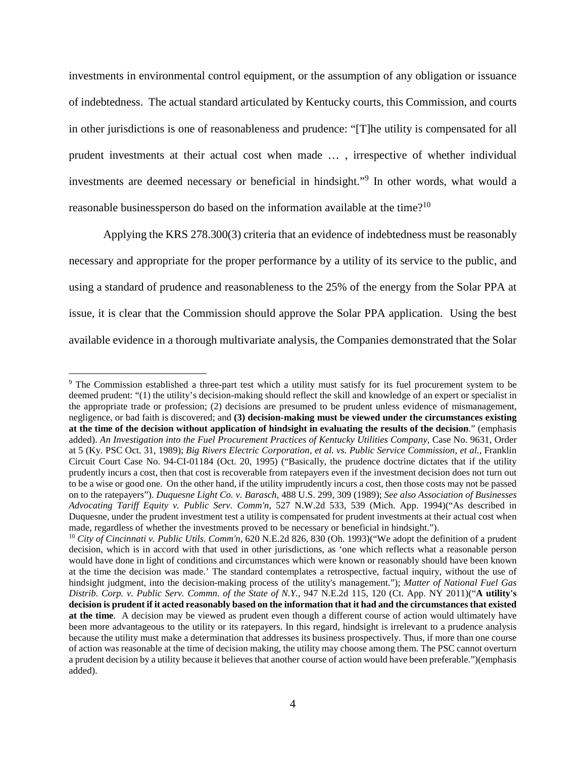investments in environmental control equipment, or the assumption of any obligation or issuance of indebtedness. The actual standard articulated by Kentucky courts, this Commission, and courts in other jurisdictions is one of reasonableness and prudence: "[T]he utility is compensated for all prudent investments at their actual cost when made … , irrespective of whether individual investments are deemed necessary or beneficial in hindsight."[9] In other words, what would a reasonable businessperson do based on the information available at the time?[10]

Applying the KRS 278.300(3) criteria that an evidence of indebtedness must be reasonably necessary and appropriate for the proper performance by a utility of its service to the public, and using a standard of prudence and reasonableness to the 25% of the energy from the Solar PPA at issue, it is clear that the Commission should approve the Solar PPA application. Using the best available evidence in a thorough multivariate analysis, the Companies demonstrated that the Solar

---

[9] The Commission established a three-part test which a utility must satisfy for its fuel procurement system to be deemed prudent: "(1) the utility's decision-making should reflect the skill and knowledge of an expert or specialist in the appropriate trade or profession; (2) decisions are presumed to be prudent unless evidence of mismanagement, negligence, or bad faith is discovered; and **(3) decision-making must be viewed under the circumstances existing at the time of the decision without application of hindsight in evaluating the results of the decision**." (emphasis added). *An Investigation into the Fuel Procurement Practices of Kentucky Utilities Company,* Case No. 9631, Order at 5 (Ky. PSC Oct. 31, 1989); *Big Rivers Electric Corporation, et al. vs. Public Service Commission, et al.*, Franklin Circuit Court Case No. 94-CI-01184 (Oct. 20, 1995) ("Basically, the prudence doctrine dictates that if the utility prudently incurs a cost, then that cost is recoverable from ratepayers even if the investment decision does not turn out to be a wise or good one. On the other hand, if the utility imprudently incurs a cost, then those costs may not be passed on to the ratepayers"). *Duquesne Light Co. v. Barasch*, 488 U.S. 299, 309 (1989); *See also Association of Businesses Advocating Tariff Equity v. Public Serv. Comm'n*, 527 N.W.2d 533, 539 (Mich. App. 1994)("As described in Duquesne, under the prudent investment test a utility is compensated for prudent investments at their actual cost when made, regardless of whether the investments proved to be necessary or beneficial in hindsight.").

[10] *City of Cincinnati v. Public Utils. Comm'n*, 620 N.E.2d 826, 830 (Oh. 1993)("We adopt the definition of a prudent decision, which is in accord with that used in other jurisdictions, as 'one which reflects what a reasonable person would have done in light of conditions and circumstances which were known or reasonably should have been known at the time the decision was made.' The standard contemplates a retrospective, factual inquiry, without the use of hindsight judgment, into the decision-making process of the utility's management."); *Matter of National Fuel Gas Distrib. Corp. v. Public Serv. Commn. of the State of N.Y.,* 947 N.E.2d 115, 120 (Ct. App. NY 2011)("**A utility's decision is prudent if it acted reasonably based on the information that it had and the circumstances that existed at the time**. A decision may be viewed as prudent even though a different course of action would ultimately have been more advantageous to the utility or its ratepayers. In this regard, hindsight is irrelevant to a prudence analysis because the utility must make a determination that addresses its business prospectively. Thus, if more than one course of action was reasonable at the time of decision making, the utility may choose among them. The PSC cannot overturn a prudent decision by a utility because it believes that another course of action would have been preferable.")(emphasis added).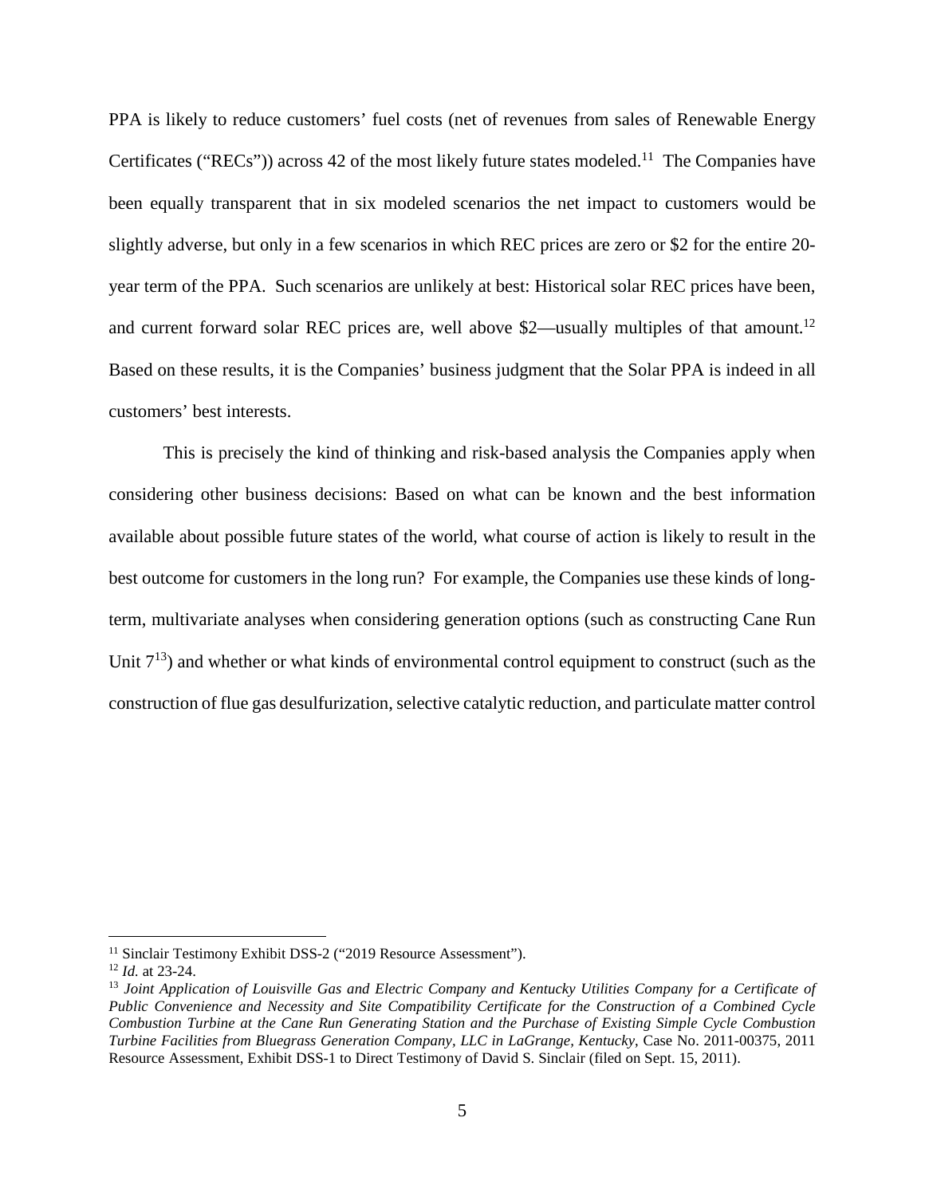PPA is likely to reduce customers' fuel costs (net of revenues from sales of Renewable Energy Certificates ("RECs")) across 42 of the most likely future states modeled.[11] The Companies have been equally transparent that in six modeled scenarios the net impact to customers would be slightly adverse, but only in a few scenarios in which REC prices are zero or $2 for the entire 20-year term of the PPA. Such scenarios are unlikely at best: Historical solar REC prices have been, and current forward solar REC prices are, well above $2—usually multiples of that amount.[12] Based on these results, it is the Companies' business judgment that the Solar PPA is indeed in all customers' best interests.

This is precisely the kind of thinking and risk-based analysis the Companies apply when considering other business decisions: Based on what can be known and the best information available about possible future states of the world, what course of action is likely to result in the best outcome for customers in the long run? For example, the Companies use these kinds of long-term, multivariate analyses when considering generation options (such as constructing Cane Run Unit 7[13]) and whether or what kinds of environmental control equipment to construct (such as the construction of flue gas desulfurization, selective catalytic reduction, and particulate matter control

---

[11] Sinclair Testimony Exhibit DSS-2 ("2019 Resource Assessment").

[12] *Id.* at 23-24.

[13] *Joint Application of Louisville Gas and Electric Company and Kentucky Utilities Company for a Certificate of Public Convenience and Necessity and Site Compatibility Certificate for the Construction of a Combined Cycle Combustion Turbine at the Cane Run Generating Station and the Purchase of Existing Simple Cycle Combustion Turbine Facilities from Bluegrass Generation Company, LLC in LaGrange, Kentucky*, Case No. 2011-00375, 2011 Resource Assessment, Exhibit DSS-1 to Direct Testimony of David S. Sinclair (filed on Sept. 15, 2011).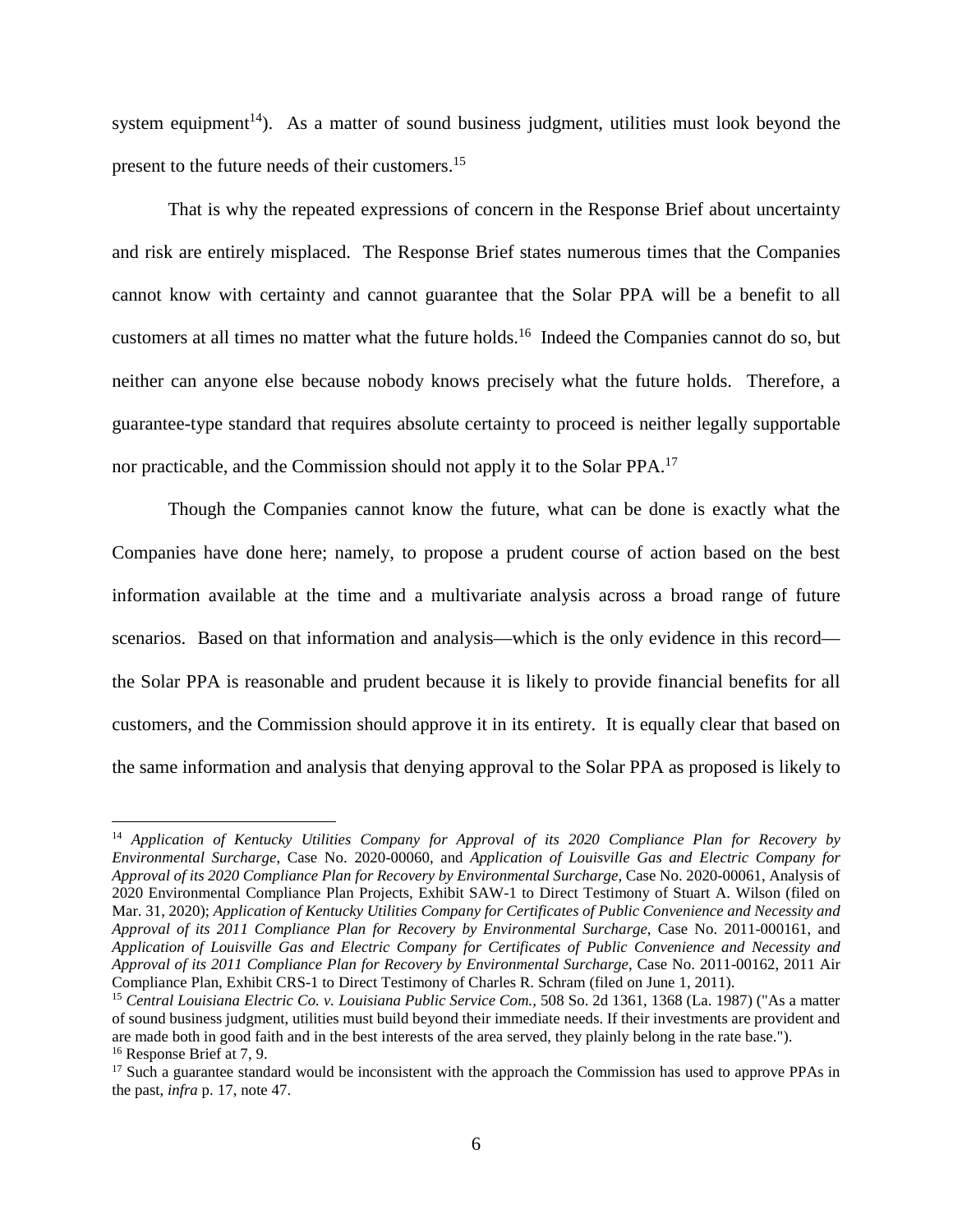system equipment[14]). As a matter of sound business judgment, utilities must look beyond the present to the future needs of their customers.[15]

That is why the repeated expressions of concern in the Response Brief about uncertainty and risk are entirely misplaced. The Response Brief states numerous times that the Companies cannot know with certainty and cannot guarantee that the Solar PPA will be a benefit to all customers at all times no matter what the future holds.[16] Indeed the Companies cannot do so, but neither can anyone else because nobody knows precisely what the future holds. Therefore, a guarantee-type standard that requires absolute certainty to proceed is neither legally supportable nor practicable, and the Commission should not apply it to the Solar PPA.[17]

Though the Companies cannot know the future, what can be done is exactly what the Companies have done here; namely, to propose a prudent course of action based on the best information available at the time and a multivariate analysis across a broad range of future scenarios. Based on that information and analysis—which is the only evidence in this record—the Solar PPA is reasonable and prudent because it is likely to provide financial benefits for all customers, and the Commission should approve it in its entirety. It is equally clear that based on the same information and analysis that denying approval to the Solar PPA as proposed is likely to

---

[14] *Application of Kentucky Utilities Company for Approval of its 2020 Compliance Plan for Recovery by Environmental Surcharge*, Case No. 2020-00060, and *Application of Louisville Gas and Electric Company for Approval of its 2020 Compliance Plan for Recovery by Environmental Surcharge*, Case No. 2020-00061, Analysis of 2020 Environmental Compliance Plan Projects, Exhibit SAW-1 to Direct Testimony of Stuart A. Wilson (filed on Mar. 31, 2020); *Application of Kentucky Utilities Company for Certificates of Public Convenience and Necessity and Approval of its 2011 Compliance Plan for Recovery by Environmental Surcharge*, Case No. 2011-000161, and *Application of Louisville Gas and Electric Company for Certificates of Public Convenience and Necessity and Approval of its 2011 Compliance Plan for Recovery by Environmental Surcharge*, Case No. 2011-00162, 2011 Air Compliance Plan, Exhibit CRS-1 to Direct Testimony of Charles R. Schram (filed on June 1, 2011).

[15] *Central Louisiana Electric Co. v. Louisiana Public Service Com.*, 508 So. 2d 1361, 1368 (La. 1987) ("As a matter of sound business judgment, utilities must build beyond their immediate needs. If their investments are provident and are made both in good faith and in the best interests of the area served, they plainly belong in the rate base.").

[16] Response Brief at 7, 9.

[17] Such a guarantee standard would be inconsistent with the approach the Commission has used to approve PPAs in the past, *infra* p. 17, note 47.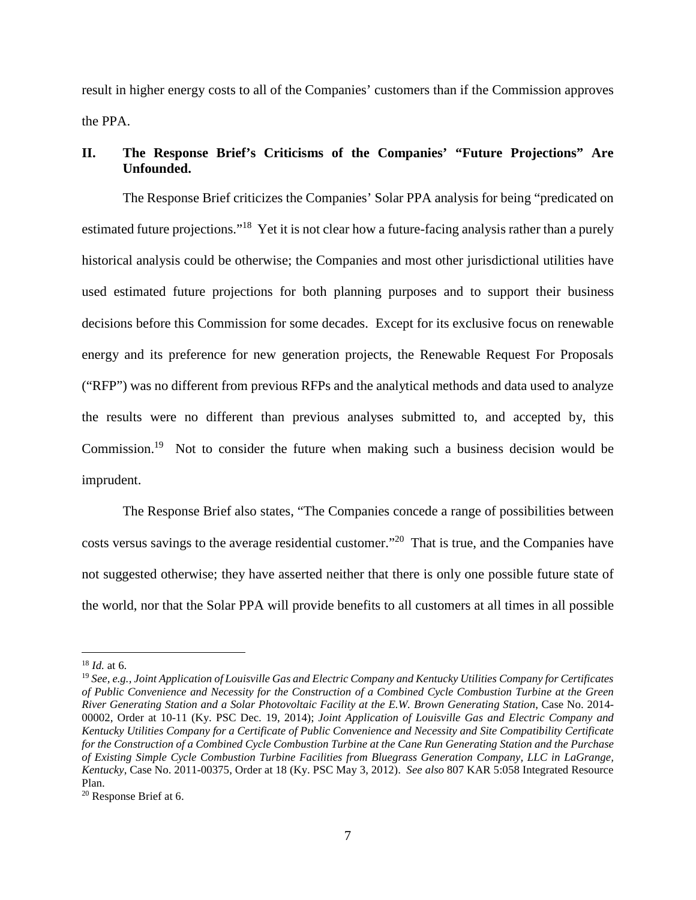result in higher energy costs to all of the Companies' customers than if the Commission approves the PPA.

## II. The Response Brief's Criticisms of the Companies' "Future Projections" Are Unfounded.

The Response Brief criticizes the Companies' Solar PPA analysis for being "predicated on estimated future projections."[18] Yet it is not clear how a future-facing analysis rather than a purely historical analysis could be otherwise; the Companies and most other jurisdictional utilities have used estimated future projections for both planning purposes and to support their business decisions before this Commission for some decades. Except for its exclusive focus on renewable energy and its preference for new generation projects, the Renewable Request For Proposals ("RFP") was no different from previous RFPs and the analytical methods and data used to analyze the results were no different than previous analyses submitted to, and accepted by, this Commission.[19] Not to consider the future when making such a business decision would be imprudent.

The Response Brief also states, "The Companies concede a range of possibilities between costs versus savings to the average residential customer."[20] That is true, and the Companies have not suggested otherwise; they have asserted neither that there is only one possible future state of the world, nor that the Solar PPA will provide benefits to all customers at all times in all possible

---

[18] *Id.* at 6.

[19] *See, e.g., Joint Application of Louisville Gas and Electric Company and Kentucky Utilities Company for Certificates of Public Convenience and Necessity for the Construction of a Combined Cycle Combustion Turbine at the Green River Generating Station and a Solar Photovoltaic Facility at the E.W. Brown Generating Station*, Case No. 2014-00002, Order at 10-11 (Ky. PSC Dec. 19, 2014); *Joint Application of Louisville Gas and Electric Company and Kentucky Utilities Company for a Certificate of Public Convenience and Necessity and Site Compatibility Certificate for the Construction of a Combined Cycle Combustion Turbine at the Cane Run Generating Station and the Purchase of Existing Simple Cycle Combustion Turbine Facilities from Bluegrass Generation Company, LLC in LaGrange, Kentucky*, Case No. 2011-00375, Order at 18 (Ky. PSC May 3, 2012). *See also* 807 KAR 5:058 Integrated Resource Plan.

[20] Response Brief at 6.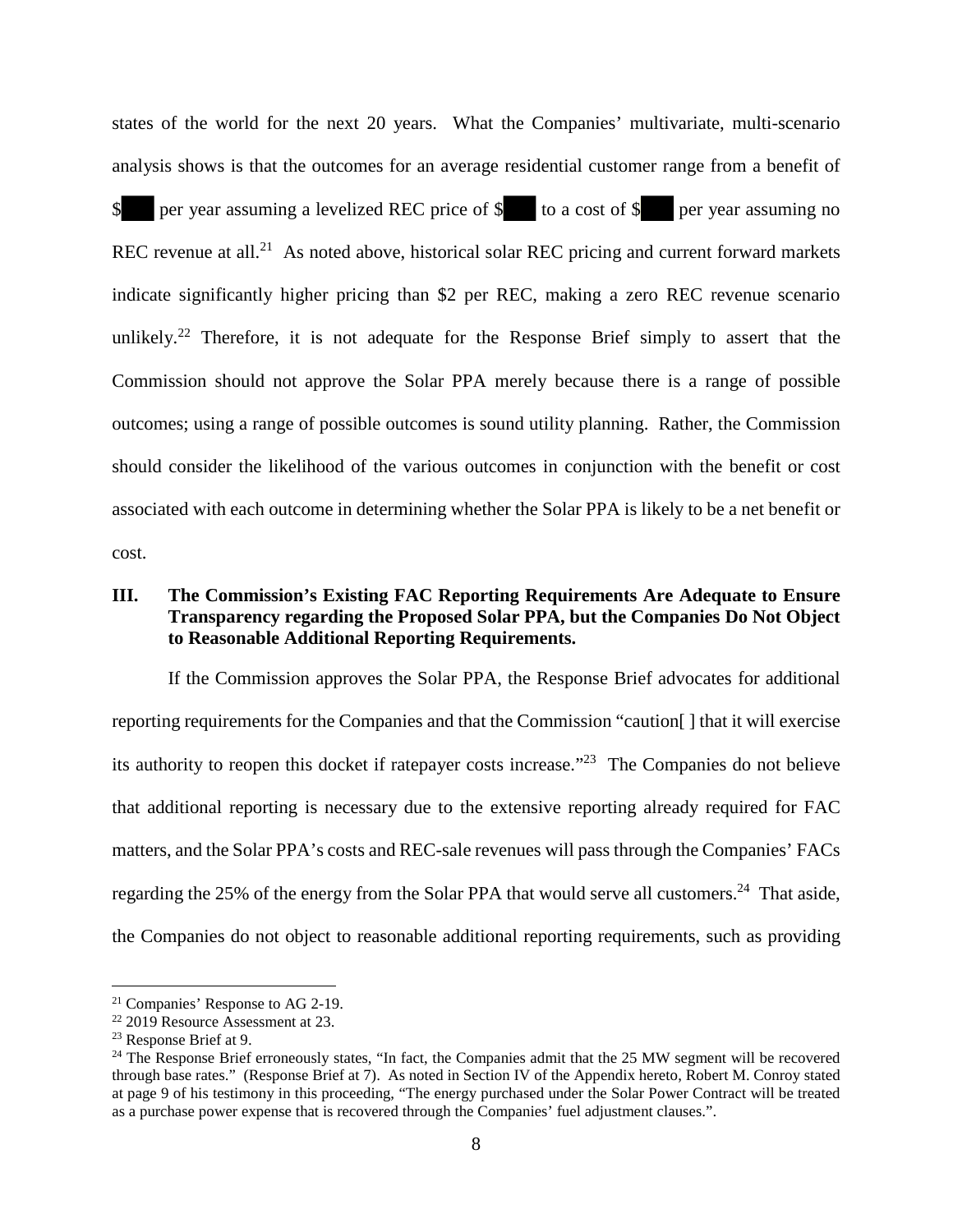states of the world for the next 20 years. What the Companies' multivariate, multi-scenario analysis shows is that the outcomes for an average residential customer range from a benefit of $███ per year assuming a levelized REC price of $███ to a cost of $███ per year assuming no REC revenue at all.[21] As noted above, historical solar REC pricing and current forward markets indicate significantly higher pricing than $2 per REC, making a zero REC revenue scenario unlikely.[22] Therefore, it is not adequate for the Response Brief simply to assert that the Commission should not approve the Solar PPA merely because there is a range of possible outcomes; using a range of possible outcomes is sound utility planning. Rather, the Commission should consider the likelihood of the various outcomes in conjunction with the benefit or cost associated with each outcome in determining whether the Solar PPA is likely to be a net benefit or cost.

## III. The Commission's Existing FAC Reporting Requirements Are Adequate to Ensure Transparency regarding the Proposed Solar PPA, but the Companies Do Not Object to Reasonable Additional Reporting Requirements.

If the Commission approves the Solar PPA, the Response Brief advocates for additional reporting requirements for the Companies and that the Commission "caution[ ] that it will exercise its authority to reopen this docket if ratepayer costs increase."[23] The Companies do not believe that additional reporting is necessary due to the extensive reporting already required for FAC matters, and the Solar PPA's costs and REC-sale revenues will pass through the Companies' FACs regarding the 25% of the energy from the Solar PPA that would serve all customers.[24] That aside, the Companies do not object to reasonable additional reporting requirements, such as providing

---

[21] Companies' Response to AG 2-19.

[22] 2019 Resource Assessment at 23.

[23] Response Brief at 9.

[24] The Response Brief erroneously states, "In fact, the Companies admit that the 25 MW segment will be recovered through base rates." (Response Brief at 7). As noted in Section IV of the Appendix hereto, Robert M. Conroy stated at page 9 of his testimony in this proceeding, "The energy purchased under the Solar Power Contract will be treated as a purchase power expense that is recovered through the Companies' fuel adjustment clauses.".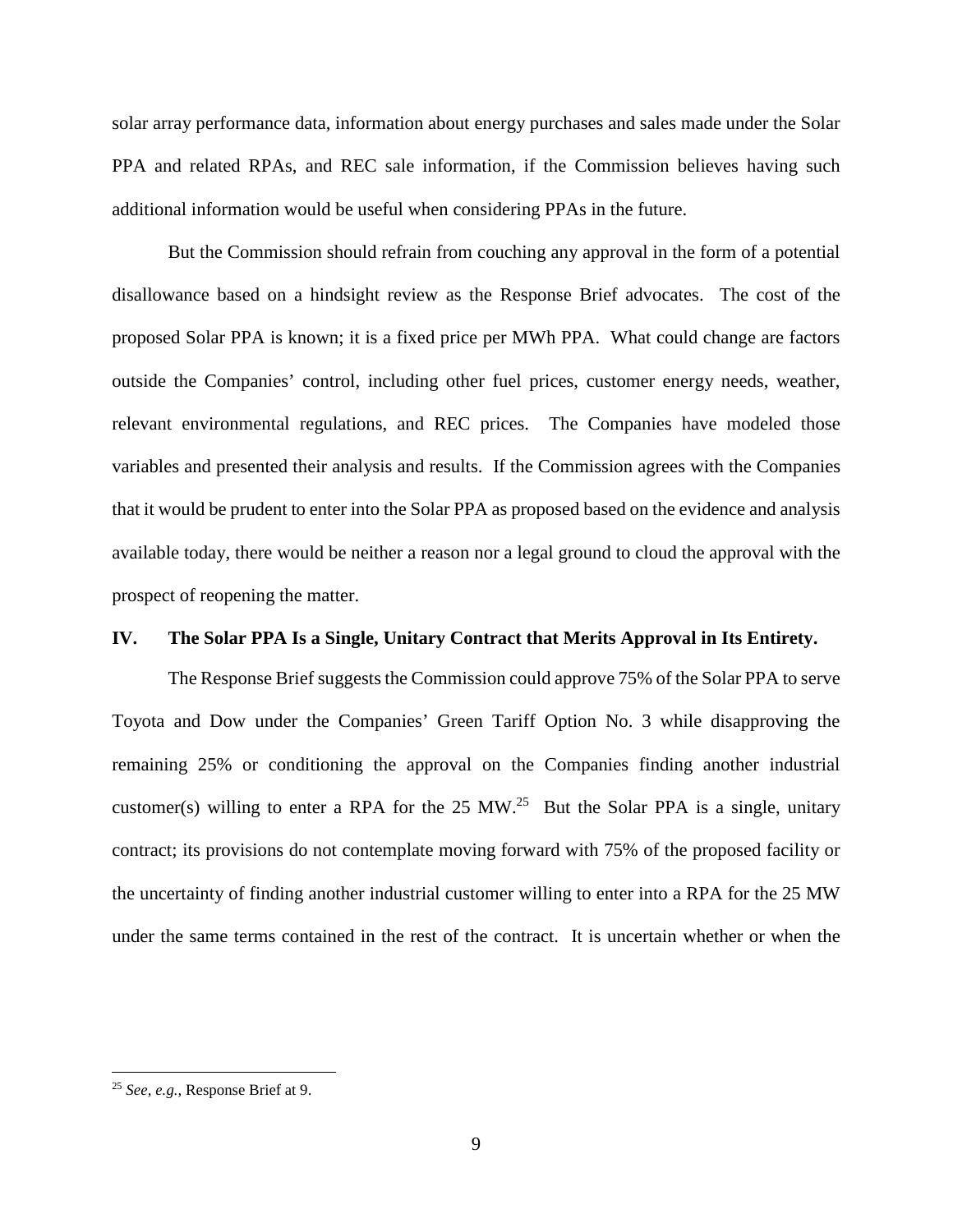solar array performance data, information about energy purchases and sales made under the Solar PPA and related RPAs, and REC sale information, if the Commission believes having such additional information would be useful when considering PPAs in the future.

But the Commission should refrain from couching any approval in the form of a potential disallowance based on a hindsight review as the Response Brief advocates. The cost of the proposed Solar PPA is known; it is a fixed price per MWh PPA. What could change are factors outside the Companies' control, including other fuel prices, customer energy needs, weather, relevant environmental regulations, and REC prices. The Companies have modeled those variables and presented their analysis and results. If the Commission agrees with the Companies that it would be prudent to enter into the Solar PPA as proposed based on the evidence and analysis available today, there would be neither a reason nor a legal ground to cloud the approval with the prospect of reopening the matter.

## IV. The Solar PPA Is a Single, Unitary Contract that Merits Approval in Its Entirety.

The Response Brief suggests the Commission could approve 75% of the Solar PPA to serve Toyota and Dow under the Companies' Green Tariff Option No. 3 while disapproving the remaining 25% or conditioning the approval on the Companies finding another industrial customer(s) willing to enter a RPA for the 25 MW.[25] But the Solar PPA is a single, unitary contract; its provisions do not contemplate moving forward with 75% of the proposed facility or the uncertainty of finding another industrial customer willing to enter into a RPA for the 25 MW under the same terms contained in the rest of the contract. It is uncertain whether or when the

[25] *See, e.g.,* Response Brief at 9.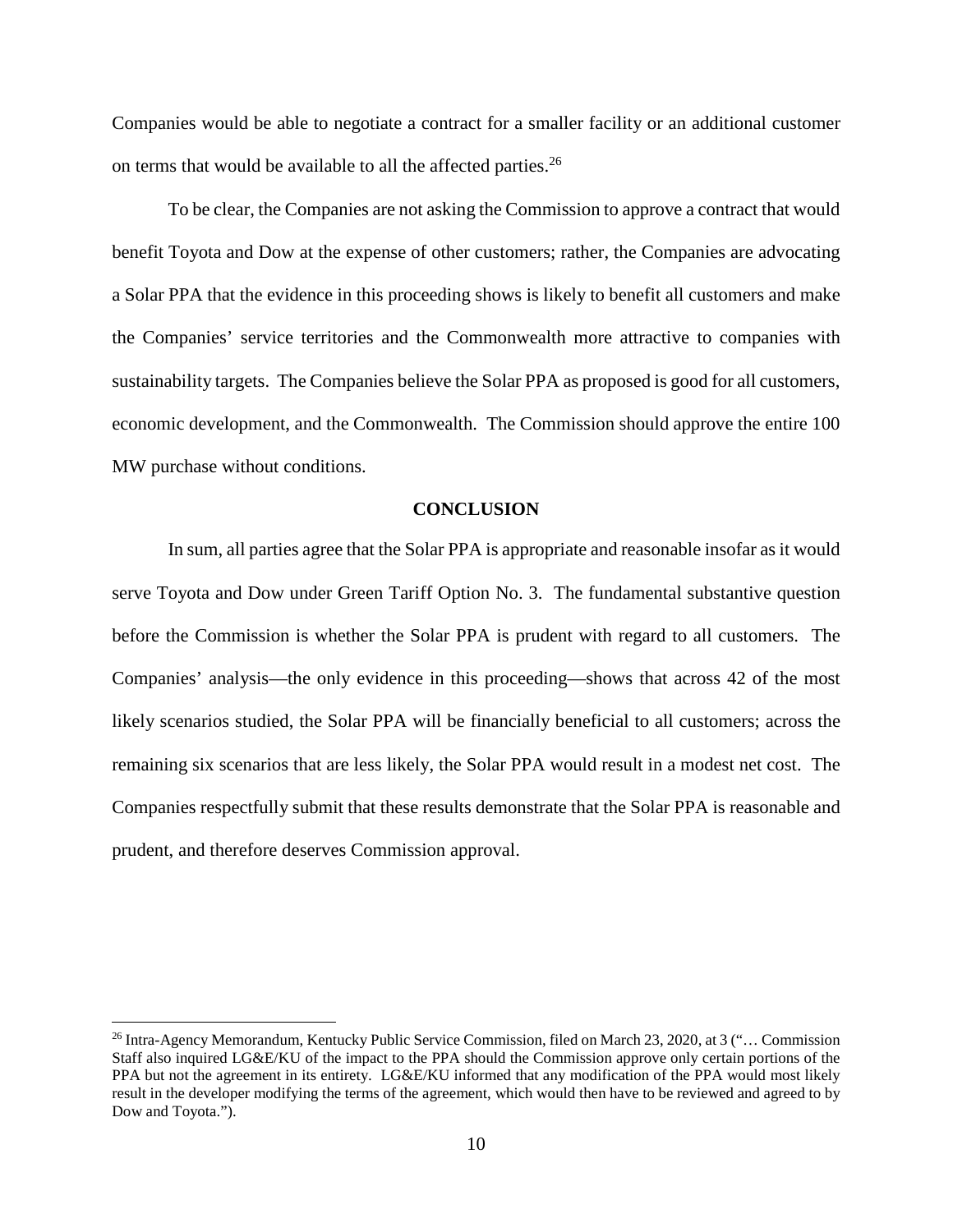Companies would be able to negotiate a contract for a smaller facility or an additional customer on terms that would be available to all the affected parties.[26]

To be clear, the Companies are not asking the Commission to approve a contract that would benefit Toyota and Dow at the expense of other customers; rather, the Companies are advocating a Solar PPA that the evidence in this proceeding shows is likely to benefit all customers and make the Companies' service territories and the Commonwealth more attractive to companies with sustainability targets. The Companies believe the Solar PPA as proposed is good for all customers, economic development, and the Commonwealth. The Commission should approve the entire 100 MW purchase without conditions.

**CONCLUSION**

In sum, all parties agree that the Solar PPA is appropriate and reasonable insofar as it would serve Toyota and Dow under Green Tariff Option No. 3. The fundamental substantive question before the Commission is whether the Solar PPA is prudent with regard to all customers. The Companies' analysis—the only evidence in this proceeding—shows that across 42 of the most likely scenarios studied, the Solar PPA will be financially beneficial to all customers; across the remaining six scenarios that are less likely, the Solar PPA would result in a modest net cost. The Companies respectfully submit that these results demonstrate that the Solar PPA is reasonable and prudent, and therefore deserves Commission approval.

---

[26] Intra-Agency Memorandum, Kentucky Public Service Commission, filed on March 23, 2020, at 3 ("… Commission Staff also inquired LG&E/KU of the impact to the PPA should the Commission approve only certain portions of the PPA but not the agreement in its entirety. LG&E/KU informed that any modification of the PPA would most likely result in the developer modifying the terms of the agreement, which would then have to be reviewed and agreed to by Dow and Toyota.").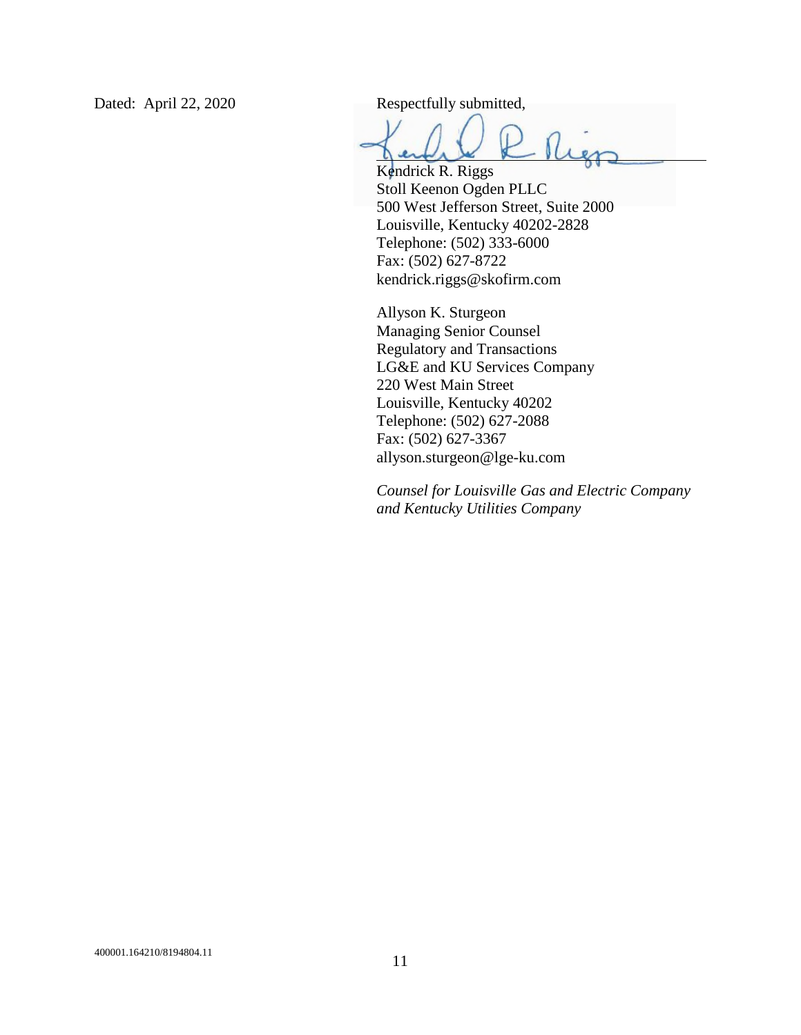Dated: April 22, 2020

Respectfully submitted,

Kendrick R. Riggs
Stoll Keenon Ogden PLLC
500 West Jefferson Street, Suite 2000
Louisville, Kentucky 40202-2828
Telephone: (502) 333-6000
Fax: (502) 627-8722
kendrick.riggs@skofirm.com

Allyson K. Sturgeon
Managing Senior Counsel
Regulatory and Transactions
LG&E and KU Services Company
220 West Main Street
Louisville, Kentucky 40202
Telephone: (502) 627-2088
Fax: (502) 627-3367
allyson.sturgeon@lge-ku.com

*Counsel for Louisville Gas and Electric Company and Kentucky Utilities Company*

400001.164210/8194804.11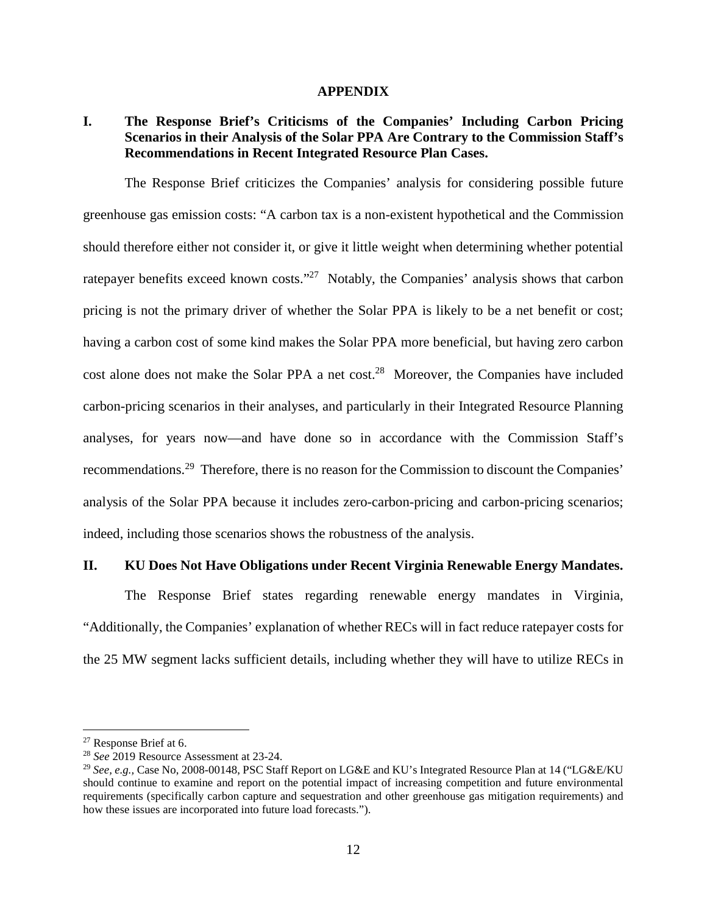## APPENDIX

### I. The Response Brief's Criticisms of the Companies' Including Carbon Pricing Scenarios in their Analysis of the Solar PPA Are Contrary to the Commission Staff's Recommendations in Recent Integrated Resource Plan Cases.

The Response Brief criticizes the Companies' analysis for considering possible future greenhouse gas emission costs: "A carbon tax is a non-existent hypothetical and the Commission should therefore either not consider it, or give it little weight when determining whether potential ratepayer benefits exceed known costs."[27] Notably, the Companies' analysis shows that carbon pricing is not the primary driver of whether the Solar PPA is likely to be a net benefit or cost; having a carbon cost of some kind makes the Solar PPA more beneficial, but having zero carbon cost alone does not make the Solar PPA a net cost.[28] Moreover, the Companies have included carbon-pricing scenarios in their analyses, and particularly in their Integrated Resource Planning analyses, for years now—and have done so in accordance with the Commission Staff's recommendations.[29] Therefore, there is no reason for the Commission to discount the Companies' analysis of the Solar PPA because it includes zero-carbon-pricing and carbon-pricing scenarios; indeed, including those scenarios shows the robustness of the analysis.

### II. KU Does Not Have Obligations under Recent Virginia Renewable Energy Mandates.

The Response Brief states regarding renewable energy mandates in Virginia, "Additionally, the Companies' explanation of whether RECs will in fact reduce ratepayer costs for the 25 MW segment lacks sufficient details, including whether they will have to utilize RECs in

---

[27] Response Brief at 6.

[28] *See* 2019 Resource Assessment at 23-24.

[29] *See, e.g.,* Case No, 2008-00148, PSC Staff Report on LG&E and KU's Integrated Resource Plan at 14 ("LG&E/KU should continue to examine and report on the potential impact of increasing competition and future environmental requirements (specifically carbon capture and sequestration and other greenhouse gas mitigation requirements) and how these issues are incorporated into future load forecasts.").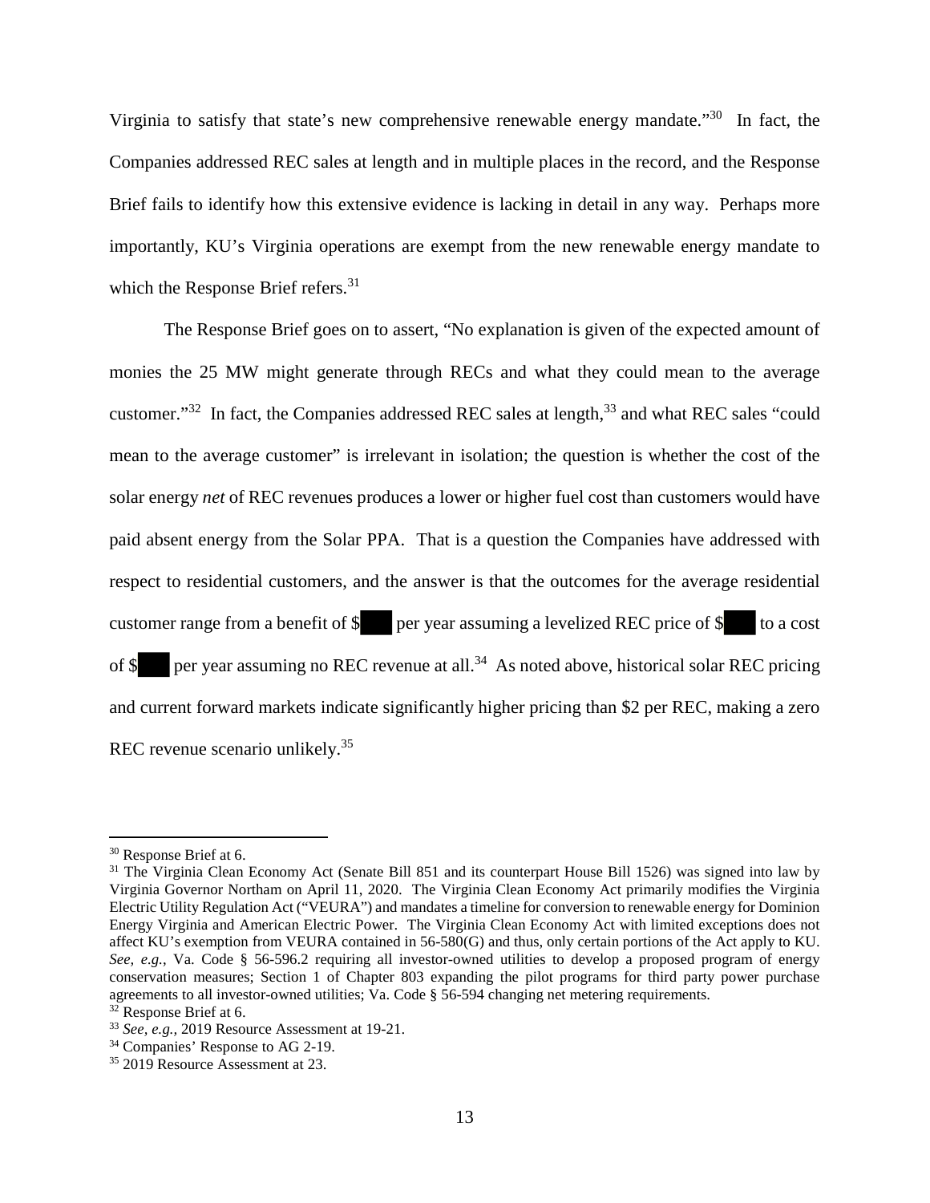Virginia to satisfy that state's new comprehensive renewable energy mandate."[30] In fact, the Companies addressed REC sales at length and in multiple places in the record, and the Response Brief fails to identify how this extensive evidence is lacking in detail in any way. Perhaps more importantly, KU's Virginia operations are exempt from the new renewable energy mandate to which the Response Brief refers.[31]

The Response Brief goes on to assert, "No explanation is given of the expected amount of monies the 25 MW might generate through RECs and what they could mean to the average customer."[32] In fact, the Companies addressed REC sales at length,[33] and what REC sales "could mean to the average customer" is irrelevant in isolation; the question is whether the cost of the solar energy *net* of REC revenues produces a lower or higher fuel cost than customers would have paid absent energy from the Solar PPA. That is a question the Companies have addressed with respect to residential customers, and the answer is that the outcomes for the average residential customer range from a benefit of $█ per year assuming a levelized REC price of $█ to a cost of $█ per year assuming no REC revenue at all.[34] As noted above, historical solar REC pricing and current forward markets indicate significantly higher pricing than $2 per REC, making a zero REC revenue scenario unlikely.[35]

---

[30] Response Brief at 6.

[31] The Virginia Clean Economy Act (Senate Bill 851 and its counterpart House Bill 1526) was signed into law by Virginia Governor Northam on April 11, 2020. The Virginia Clean Economy Act primarily modifies the Virginia Electric Utility Regulation Act ("VEURA") and mandates a timeline for conversion to renewable energy for Dominion Energy Virginia and American Electric Power. The Virginia Clean Economy Act with limited exceptions does not affect KU's exemption from VEURA contained in 56-580(G) and thus, only certain portions of the Act apply to KU. *See, e.g.*, Va. Code § 56-596.2 requiring all investor-owned utilities to develop a proposed program of energy conservation measures; Section 1 of Chapter 803 expanding the pilot programs for third party power purchase agreements to all investor-owned utilities; Va. Code § 56-594 changing net metering requirements.

[32] Response Brief at 6.

[33] *See, e.g.*, 2019 Resource Assessment at 19-21.

[34] Companies' Response to AG 2-19.

[35] 2019 Resource Assessment at 23.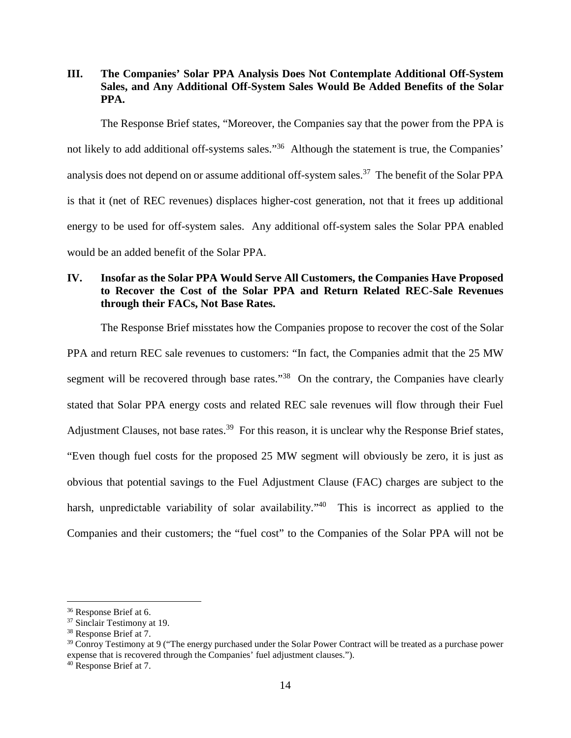## III. The Companies' Solar PPA Analysis Does Not Contemplate Additional Off-System Sales, and Any Additional Off-System Sales Would Be Added Benefits of the Solar PPA.

The Response Brief states, "Moreover, the Companies say that the power from the PPA is not likely to add additional off-systems sales."[36] Although the statement is true, the Companies' analysis does not depend on or assume additional off-system sales.[37] The benefit of the Solar PPA is that it (net of REC revenues) displaces higher-cost generation, not that it frees up additional energy to be used for off-system sales. Any additional off-system sales the Solar PPA enabled would be an added benefit of the Solar PPA.

## IV. Insofar as the Solar PPA Would Serve All Customers, the Companies Have Proposed to Recover the Cost of the Solar PPA and Return Related REC-Sale Revenues through their FACs, Not Base Rates.

The Response Brief misstates how the Companies propose to recover the cost of the Solar PPA and return REC sale revenues to customers: "In fact, the Companies admit that the 25 MW segment will be recovered through base rates."[38] On the contrary, the Companies have clearly stated that Solar PPA energy costs and related REC sale revenues will flow through their Fuel Adjustment Clauses, not base rates.[39] For this reason, it is unclear why the Response Brief states, "Even though fuel costs for the proposed 25 MW segment will obviously be zero, it is just as obvious that potential savings to the Fuel Adjustment Clause (FAC) charges are subject to the harsh, unpredictable variability of solar availability."[40] This is incorrect as applied to the Companies and their customers; the "fuel cost" to the Companies of the Solar PPA will not be

---

[36] Response Brief at 6.

[37] Sinclair Testimony at 19.

[38] Response Brief at 7.

[39] Conroy Testimony at 9 ("The energy purchased under the Solar Power Contract will be treated as a purchase power expense that is recovered through the Companies' fuel adjustment clauses.").

[40] Response Brief at 7.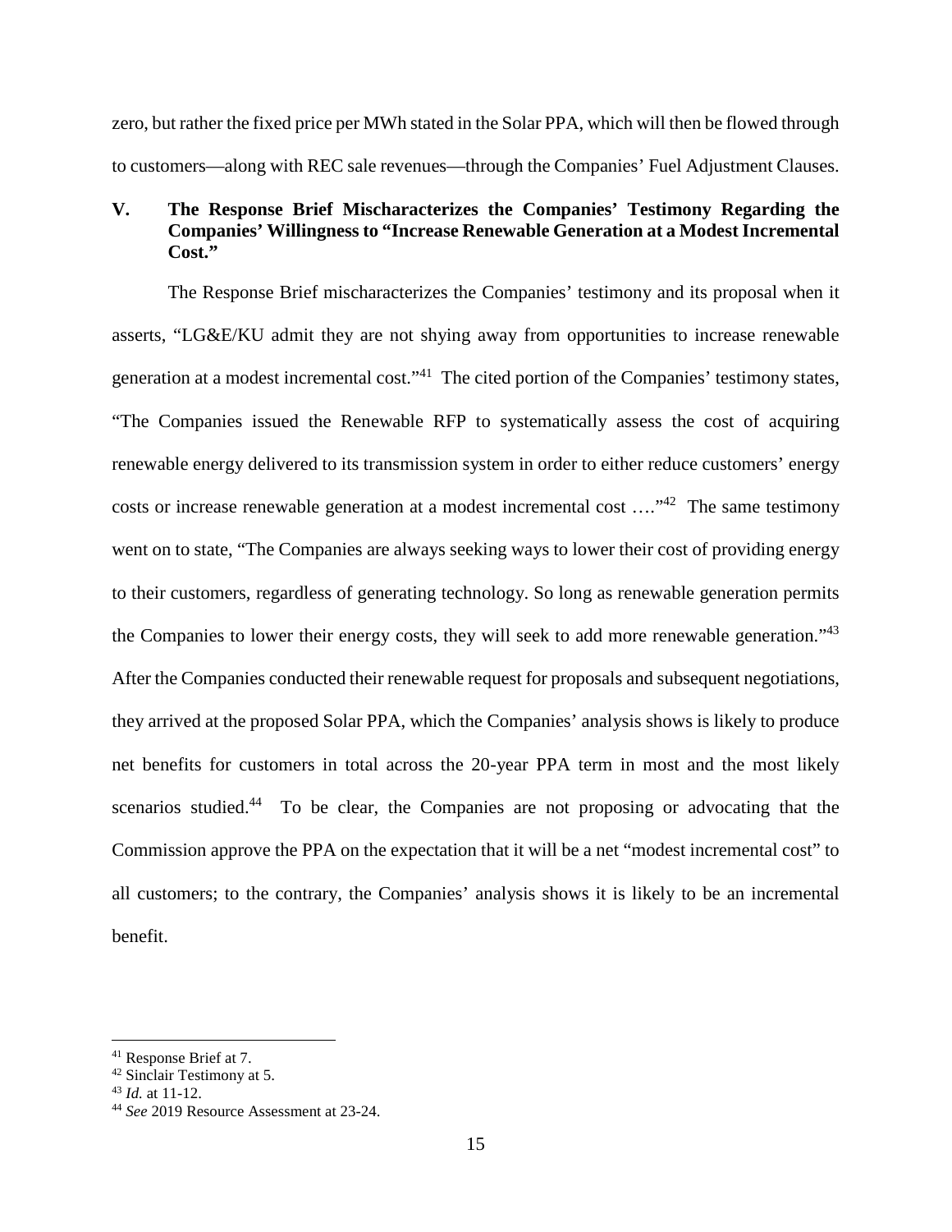zero, but rather the fixed price per MWh stated in the Solar PPA, which will then be flowed through to customers—along with REC sale revenues—through the Companies' Fuel Adjustment Clauses.

## V. The Response Brief Mischaracterizes the Companies' Testimony Regarding the Companies' Willingness to "Increase Renewable Generation at a Modest Incremental Cost."

The Response Brief mischaracterizes the Companies' testimony and its proposal when it asserts, "LG&E/KU admit they are not shying away from opportunities to increase renewable generation at a modest incremental cost."[41] The cited portion of the Companies' testimony states, "The Companies issued the Renewable RFP to systematically assess the cost of acquiring renewable energy delivered to its transmission system in order to either reduce customers' energy costs or increase renewable generation at a modest incremental cost …."[42] The same testimony went on to state, "The Companies are always seeking ways to lower their cost of providing energy to their customers, regardless of generating technology. So long as renewable generation permits the Companies to lower their energy costs, they will seek to add more renewable generation."[43] After the Companies conducted their renewable request for proposals and subsequent negotiations, they arrived at the proposed Solar PPA, which the Companies' analysis shows is likely to produce net benefits for customers in total across the 20-year PPA term in most and the most likely scenarios studied.[44] To be clear, the Companies are not proposing or advocating that the Commission approve the PPA on the expectation that it will be a net "modest incremental cost" to all customers; to the contrary, the Companies' analysis shows it is likely to be an incremental benefit.

---

[41] Response Brief at 7.

[42] Sinclair Testimony at 5.

[43] *Id.* at 11-12.

[44] *See* 2019 Resource Assessment at 23-24.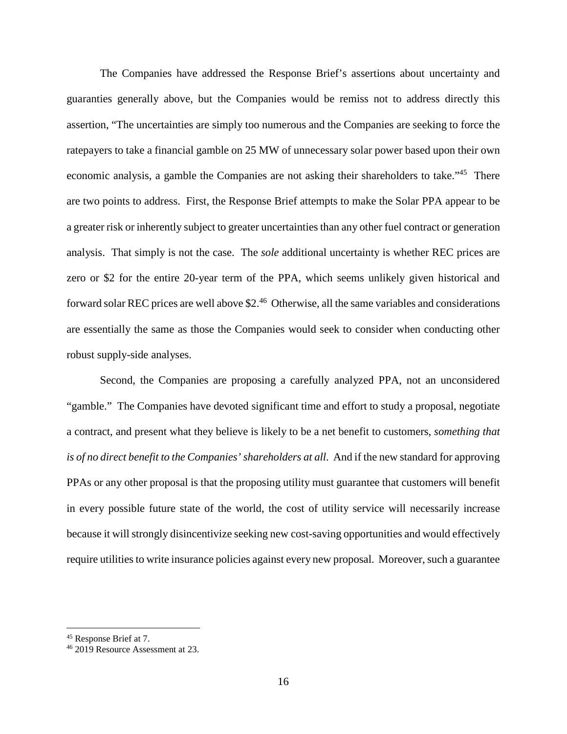The Companies have addressed the Response Brief's assertions about uncertainty and guaranties generally above, but the Companies would be remiss not to address directly this assertion, "The uncertainties are simply too numerous and the Companies are seeking to force the ratepayers to take a financial gamble on 25 MW of unnecessary solar power based upon their own economic analysis, a gamble the Companies are not asking their shareholders to take."[45] There are two points to address. First, the Response Brief attempts to make the Solar PPA appear to be a greater risk or inherently subject to greater uncertainties than any other fuel contract or generation analysis. That simply is not the case. The *sole* additional uncertainty is whether REC prices are zero or $2 for the entire 20-year term of the PPA, which seems unlikely given historical and forward solar REC prices are well above $2.[46] Otherwise, all the same variables and considerations are essentially the same as those the Companies would seek to consider when conducting other robust supply-side analyses.

Second, the Companies are proposing a carefully analyzed PPA, not an unconsidered "gamble." The Companies have devoted significant time and effort to study a proposal, negotiate a contract, and present what they believe is likely to be a net benefit to customers, *something that is of no direct benefit to the Companies' shareholders at all*. And if the new standard for approving PPAs or any other proposal is that the proposing utility must guarantee that customers will benefit in every possible future state of the world, the cost of utility service will necessarily increase because it will strongly disincentivize seeking new cost-saving opportunities and would effectively require utilities to write insurance policies against every new proposal. Moreover, such a guarantee

---

[45] Response Brief at 7.

[46] 2019 Resource Assessment at 23.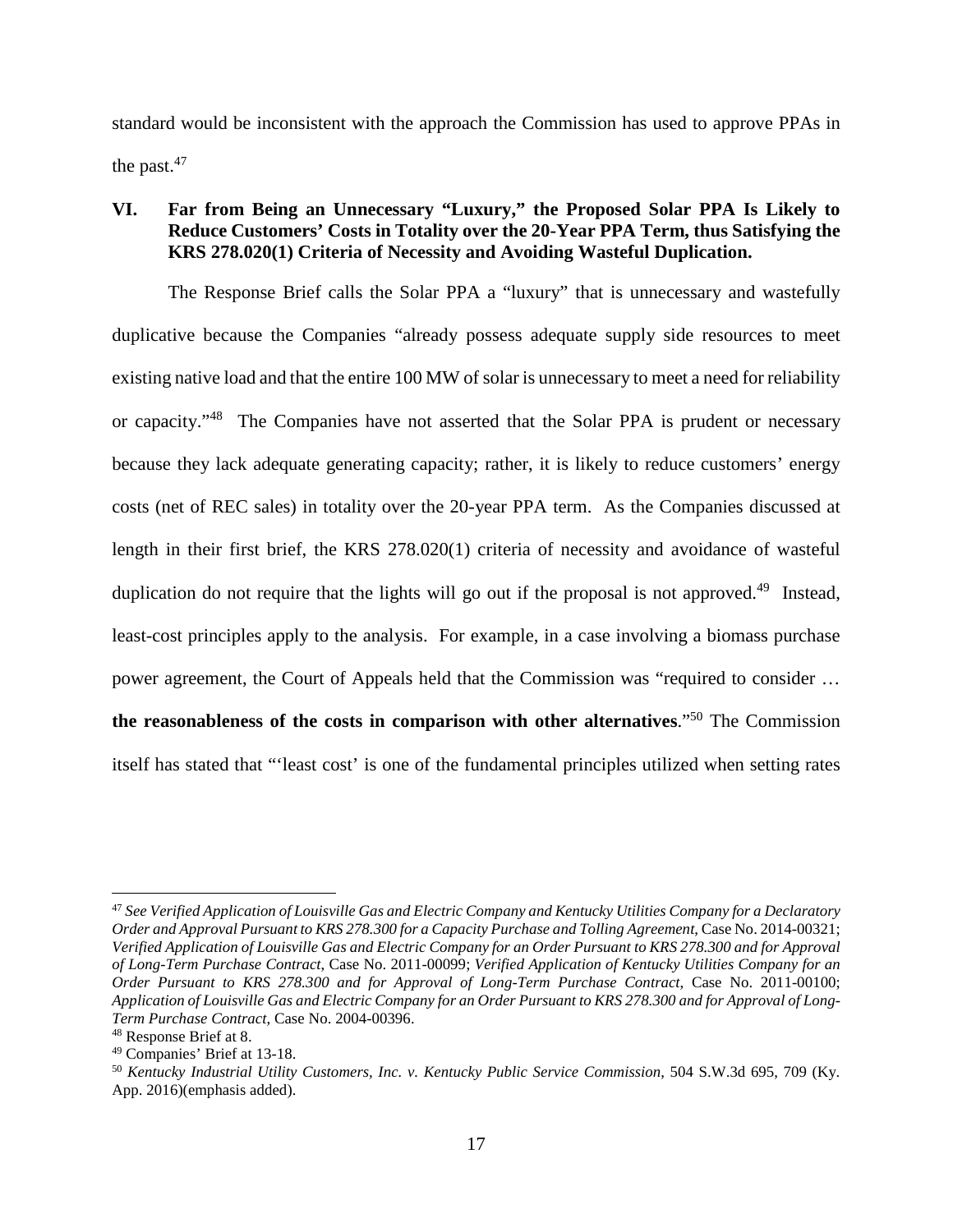standard would be inconsistent with the approach the Commission has used to approve PPAs in the past.[47]

## VI. Far from Being an Unnecessary "Luxury," the Proposed Solar PPA Is Likely to Reduce Customers' Costs in Totality over the 20-Year PPA Term, thus Satisfying the KRS 278.020(1) Criteria of Necessity and Avoiding Wasteful Duplication.

The Response Brief calls the Solar PPA a "luxury" that is unnecessary and wastefully duplicative because the Companies "already possess adequate supply side resources to meet existing native load and that the entire 100 MW of solar is unnecessary to meet a need for reliability or capacity."[48] The Companies have not asserted that the Solar PPA is prudent or necessary because they lack adequate generating capacity; rather, it is likely to reduce customers' energy costs (net of REC sales) in totality over the 20-year PPA term. As the Companies discussed at length in their first brief, the KRS 278.020(1) criteria of necessity and avoidance of wasteful duplication do not require that the lights will go out if the proposal is not approved.[49] Instead, least-cost principles apply to the analysis. For example, in a case involving a biomass purchase power agreement, the Court of Appeals held that the Commission was "required to consider … **the reasonableness of the costs in comparison with other alternatives**."[50] The Commission itself has stated that "'least cost' is one of the fundamental principles utilized when setting rates

---

[47] *See Verified Application of Louisville Gas and Electric Company and Kentucky Utilities Company for a Declaratory Order and Approval Pursuant to KRS 278.300 for a Capacity Purchase and Tolling Agreement*, Case No. 2014-00321; *Verified Application of Louisville Gas and Electric Company for an Order Pursuant to KRS 278.300 and for Approval of Long-Term Purchase Contract*, Case No. 2011-00099; *Verified Application of Kentucky Utilities Company for an Order Pursuant to KRS 278.300 and for Approval of Long-Term Purchase Contract*, Case No. 2011-00100; *Application of Louisville Gas and Electric Company for an Order Pursuant to KRS 278.300 and for Approval of Long-Term Purchase Contract*, Case No. 2004-00396.

[48] Response Brief at 8.

[49] Companies' Brief at 13-18.

[50] *Kentucky Industrial Utility Customers, Inc. v. Kentucky Public Service Commission*, 504 S.W.3d 695, 709 (Ky. App. 2016)(emphasis added).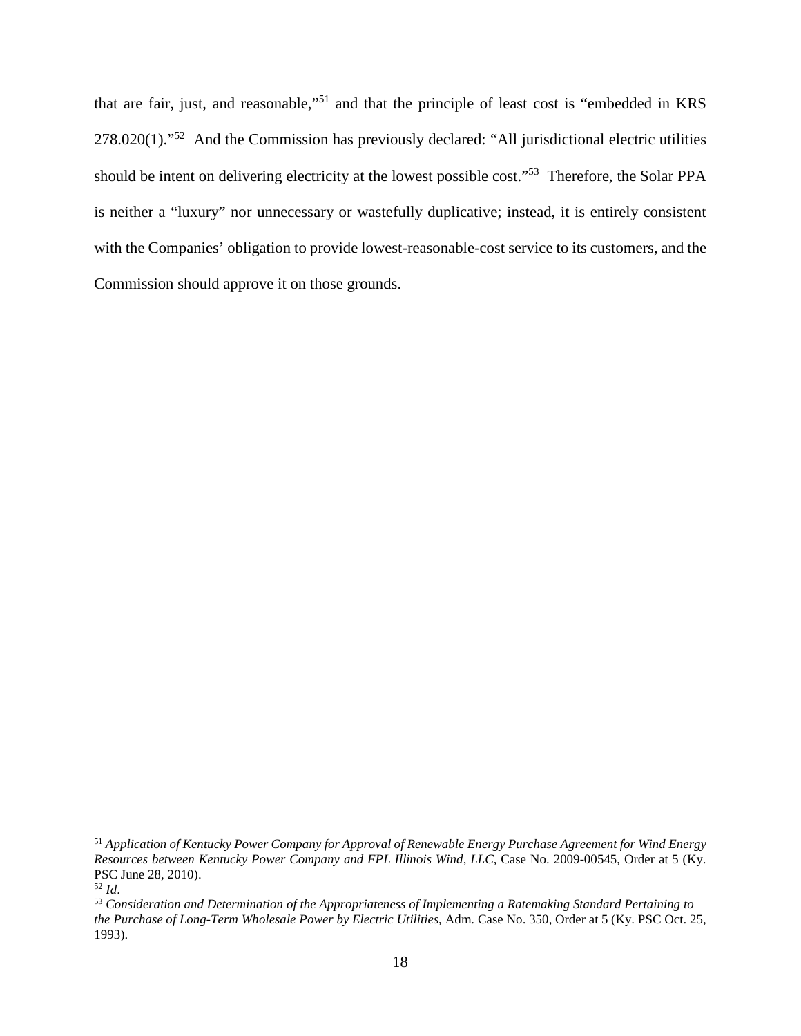that are fair, just, and reasonable,"[51] and that the principle of least cost is "embedded in KRS 278.020(1)."[52] And the Commission has previously declared: "All jurisdictional electric utilities should be intent on delivering electricity at the lowest possible cost."[53] Therefore, the Solar PPA is neither a "luxury" nor unnecessary or wastefully duplicative; instead, it is entirely consistent with the Companies' obligation to provide lowest-reasonable-cost service to its customers, and the Commission should approve it on those grounds.

---

[51] *Application of Kentucky Power Company for Approval of Renewable Energy Purchase Agreement for Wind Energy Resources between Kentucky Power Company and FPL Illinois Wind, LLC*, Case No. 2009-00545, Order at 5 (Ky. PSC June 28, 2010).

[52] *Id*.

[53] *Consideration and Determination of the Appropriateness of Implementing a Ratemaking Standard Pertaining to the Purchase of Long-Term Wholesale Power by Electric Utilities*, Adm. Case No. 350, Order at 5 (Ky. PSC Oct. 25, 1993).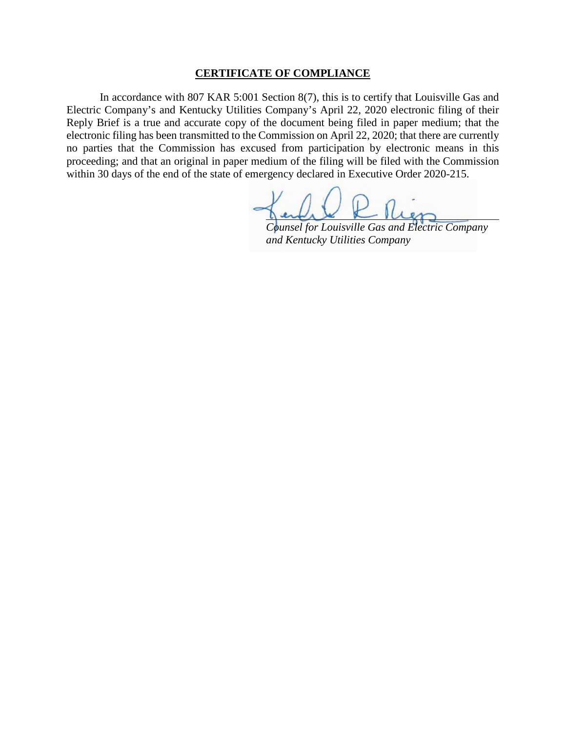**CERTIFICATE OF COMPLIANCE**

In accordance with 807 KAR 5:001 Section 8(7), this is to certify that Louisville Gas and Electric Company's and Kentucky Utilities Company's April 22, 2020 electronic filing of their Reply Brief is a true and accurate copy of the document being filed in paper medium; that the electronic filing has been transmitted to the Commission on April 22, 2020; that there are currently no parties that the Commission has excused from participation by electronic means in this proceeding; and that an original in paper medium of the filing will be filed with the Commission within 30 days of the end of the state of emergency declared in Executive Order 2020-215.

_______________________________

*Counsel for Louisville Gas and Electric Company and Kentucky Utilities Company*